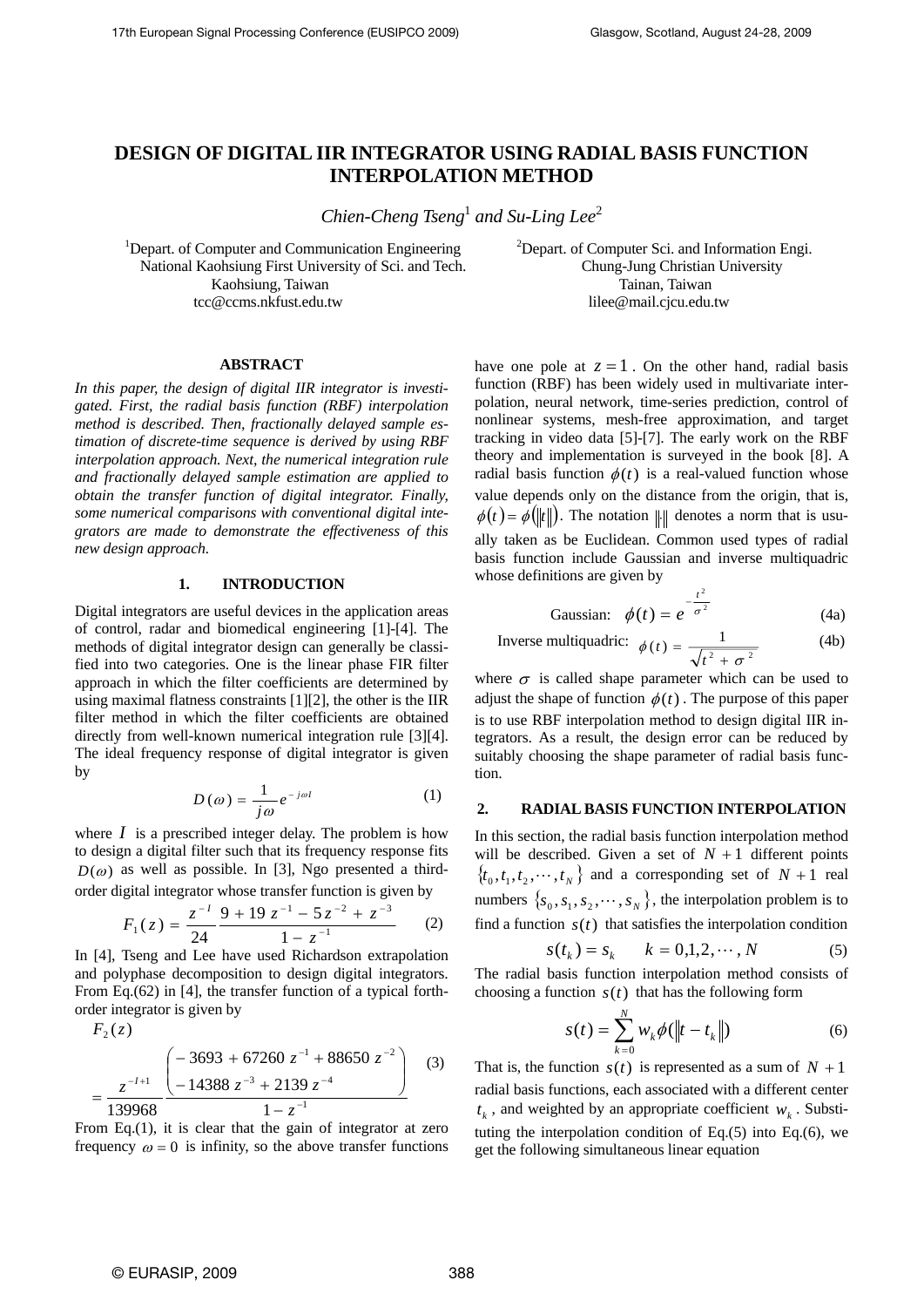# DESIGN OF DIGITAL IIR INTEGRATOR USING RADIAL BASIS FUNCTION INTERPOLATION METHOD

*Chien-Cheng Tseng*[1] *and Su-Ling Lee*[2]

[1]Depart. of Computer and Communication Engineering
National Kaohsiung First University of Sci. and Tech.
Kaohsiung, Taiwan
tcc@ccms.nkfust.edu.tw

[2]Depart. of Computer Sci. and Information Engi.
Chung-Jung Christian University
Tainan, Taiwan
lilee@mail.cjcu.edu.tw

### ABSTRACT

*In this paper, the design of digital IIR integrator is investigated. First, the radial basis function (RBF) interpolation method is described. Then, fractionally delayed sample estimation of discrete-time sequence is derived by using RBF interpolation approach. Next, the numerical integration rule and fractionally delayed sample estimation are applied to obtain the transfer function of digital integrator. Finally, some numerical comparisons with conventional digital integrators are made to demonstrate the effectiveness of this new design approach.*

## 1. INTRODUCTION

Digital integrators are useful devices in the application areas of control, radar and biomedical engineering [1]-[4]. The methods of digital integrator design can generally be classified into two categories. One is the linear phase FIR filter approach in which the filter coefficients are determined by using maximal flatness constraints [1][2], the other is the IIR filter method in which the filter coefficients are obtained directly from well-known numerical integration rule [3][4]. The ideal frequency response of digital integrator is given by

$$D(\omega) = \frac{1}{j\omega} e^{-j\omega I} \tag{1}$$

where $I$ is a prescribed integer delay. The problem is how to design a digital filter such that its frequency response fits $D(\omega)$ as well as possible. In [3], Ngo presented a third-order digital integrator whose transfer function is given by

$$F_1(z) = \frac{z^{-I}}{24} \frac{9 + 19z^{-1} - 5z^{-2} + z^{-3}}{1 - z^{-1}} \tag{2}$$

In [4], Tseng and Lee have used Richardson extrapolation and polyphase decomposition to design digital integrators. From Eq.(62) in [4], the transfer function of a typical forth-order integrator is given by

$$F_2(z) = \frac{z^{-I+1}}{139968} \frac{\begin{pmatrix} -3693 + 67260z^{-1} + 88650z^{-2} \\ -14388z^{-3} + 2139z^{-4} \end{pmatrix}}{1 - z^{-1}} \tag{3}$$

From Eq.(1), it is clear that the gain of integrator at zero frequency $\omega = 0$ is infinity, so the above transfer functions have one pole at $z = 1$. On the other hand, radial basis function (RBF) has been widely used in multivariate interpolation, neural network, time-series prediction, control of nonlinear systems, mesh-free approximation, and target tracking in video data [5]-[7]. The early work on the RBF theory and implementation is surveyed in the book [8]. A radial basis function $\phi(t)$ is a real-valued function whose value depends only on the distance from the origin, that is, $\phi(t) = \phi(\|t\|)$. The notation $\|\|$ denotes a norm that is usually taken as be Euclidean. Common used types of radial basis function include Gaussian and inverse multiquadric whose definitions are given by

$$\text{Gaussian:} \quad \phi(t) = e^{-\frac{t^2}{\sigma^2}} \tag{4a}$$

$$\text{Inverse multiquadric:} \quad \phi(t) = \frac{1}{\sqrt{t^2 + \sigma^2}} \tag{4b}$$

where $\sigma$ is called shape parameter which can be used to adjust the shape of function $\phi(t)$. The purpose of this paper is to use RBF interpolation method to design digital IIR integrators. As a result, the design error can be reduced by suitably choosing the shape parameter of radial basis function.

## 2. RADIAL BASIS FUNCTION INTERPOLATION

In this section, the radial basis function interpolation method will be described. Given a set of $N+1$ different points $\{t_0, t_1, t_2, \cdots, t_N\}$ and a corresponding set of $N+1$ real numbers $\{s_0, s_1, s_2, \cdots, s_N\}$, the interpolation problem is to find a function $s(t)$ that satisfies the interpolation condition

$$s(t_k) = s_k \qquad k = 0,1,2,\cdots,N \tag{5}$$

The radial basis function interpolation method consists of choosing a function $s(t)$ that has the following form

$$s(t) = \sum_{k=0}^{N} w_k \phi(\|t - t_k\|) \tag{6}$$

That is, the function $s(t)$ is represented as a sum of $N+1$ radial basis functions, each associated with a different center $t_k$, and weighted by an appropriate coefficient $w_k$. Substituting the interpolation condition of Eq.(5) into Eq.(6), we get the following simultaneous linear equation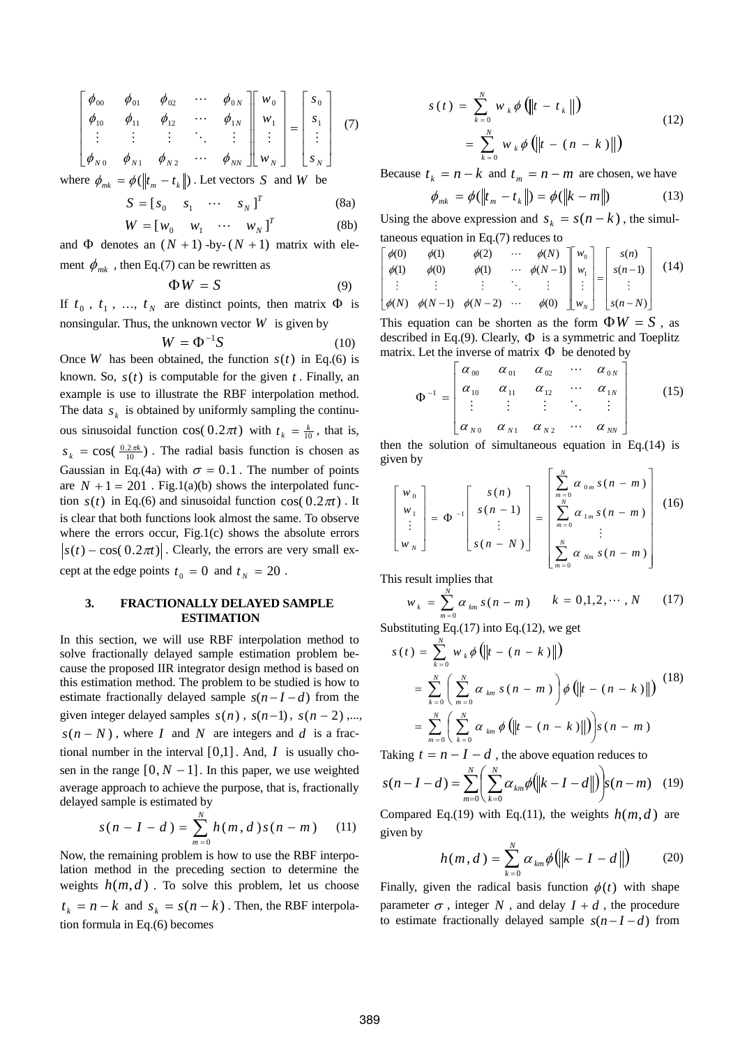$$\begin{bmatrix} \phi_{00} & \phi_{01} & \phi_{02} & \cdots & \phi_{0N} \\ \phi_{10} & \phi_{11} & \phi_{12} & \cdots & \phi_{1N} \\ \vdots & \vdots & \vdots & \ddots & \vdots \\ \phi_{N0} & \phi_{N1} & \phi_{N2} & \cdots & \phi_{NN} \end{bmatrix} \begin{bmatrix} w_0 \\ w_1 \\ \vdots \\ w_N \end{bmatrix} = \begin{bmatrix} s_0 \\ s_1 \\ \vdots \\ s_N \end{bmatrix} \quad (7)$$

where $\phi_{mk} = \phi(\|t_m - t_k\|)$. Let vectors $S$ and $W$ be

$$S = [s_0 \quad s_1 \quad \cdots \quad s_N]^T \quad (8a)$$

$$W = [w_0 \quad w_1 \quad \cdots \quad w_N]^T \quad (8b)$$

and $\Phi$ denotes an $(N+1)$-by-$(N+1)$ matrix with element $\phi_{mk}$, then Eq.(7) can be rewritten as

$$\Phi W = S \quad (9)$$

If $t_0$, $t_1$, ..., $t_N$ are distinct points, then matrix $\Phi$ is nonsingular. Thus, the unknown vector $W$ is given by

$$W = \Phi^{-1} S \quad (10)$$

Once $W$ has been obtained, the function $s(t)$ in Eq.(6) is known. So, $s(t)$ is computable for the given $t$. Finally, an example is use to illustrate the RBF interpolation method. The data $s_k$ is obtained by uniformly sampling the continuous sinusoidal function $\cos(0.2\pi t)$ with $t_k = \frac{k}{10}$, that is, $s_k = \cos(\frac{0.2\pi k}{10})$. The radial basis function is chosen as Gaussian in Eq.(4a) with $\sigma = 0.1$. The number of points are $N+1 = 201$. Fig.1(a)(b) shows the interpolated function $s(t)$ in Eq.(6) and sinusoidal function $\cos(0.2\pi t)$. It is clear that both functions look almost the same. To observe where the errors occur, Fig.1(c) shows the absolute errors $|s(t) - \cos(0.2\pi t)|$. Clearly, the errors are very small except at the edge points $t_0 = 0$ and $t_N = 20$.

## 3. FRACTIONALLY DELAYED SAMPLE ESTIMATION

In this section, we will use RBF interpolation method to solve fractionally delayed sample estimation problem because the proposed IIR integrator design method is based on this estimation method. The problem to be studied is how to estimate fractionally delayed sample $s(n-I-d)$ from the given integer delayed samples $s(n)$, $s(n-1)$, $s(n-2)$,..., $s(n-N)$, where $I$ and $N$ are integers and $d$ is a fractional number in the interval $[0,1]$. And, $I$ is usually chosen in the range $[0, N-1]$. In this paper, we use weighted average approach to achieve the purpose, that is, fractionally delayed sample is estimated by

$$s(n-I-d) = \sum_{m=0}^{N} h(m,d) s(n-m) \quad (11)$$

Now, the remaining problem is how to use the RBF interpolation method in the preceding section to determine the weights $h(m,d)$. To solve this problem, let us choose $t_k = n-k$ and $s_k = s(n-k)$. Then, the RBF interpolation formula in Eq.(6) becomes

$$\begin{aligned} s(t) &= \sum_{k=0}^{N} w_k \phi(\|t - t_k\|) \\ &= \sum_{k=0}^{N} w_k \phi(\|t - (n-k)\|) \end{aligned} \quad (12)$$

Because $t_k = n-k$ and $t_m = n-m$ are chosen, we have

$$\phi_{mk} = \phi(\|t_m - t_k\|) = \phi(\|k-m\|) \quad (13)$$

Using the above expression and $s_k = s(n-k)$, the simultaneous equation in Eq.(7) reduces to

$$\begin{bmatrix} \phi(0) & \phi(1) & \phi(2) & \cdots & \phi(N) \\ \phi(1) & \phi(0) & \phi(1) & \cdots & \phi(N-1) \\ \vdots & \vdots & \vdots & \ddots & \vdots \\ \phi(N) & \phi(N-1) & \phi(N-2) & \cdots & \phi(0) \end{bmatrix} \begin{bmatrix} w_0 \\ w_1 \\ \vdots \\ w_N \end{bmatrix} = \begin{bmatrix} s(n) \\ s(n-1) \\ \vdots \\ s(n-N) \end{bmatrix} \quad (14)$$

This equation can be shorten as the form $\Phi W = S$, as described in Eq.(9). Clearly, $\Phi$ is a symmetric and Toeplitz matrix. Let the inverse of matrix $\Phi$ be denoted by

$$\Phi^{-1} = \begin{bmatrix} \alpha_{00} & \alpha_{01} & \alpha_{02} & \cdots & \alpha_{0N} \\ \alpha_{10} & \alpha_{11} & \alpha_{12} & \cdots & \alpha_{1N} \\ \vdots & \vdots & \vdots & \ddots & \vdots \\ \alpha_{N0} & \alpha_{N1} & \alpha_{N2} & \cdots & \alpha_{NN} \end{bmatrix} \quad (15)$$

then the solution of simultaneous equation in Eq.(14) is given by

$$\begin{bmatrix} w_0 \\ w_1 \\ \vdots \\ w_N \end{bmatrix} = \Phi^{-1} \begin{bmatrix} s(n) \\ s(n-1) \\ \vdots \\ s(n-N) \end{bmatrix} = \begin{bmatrix} \sum_{m=0}^{N} \alpha_{0m} s(n-m) \\ \sum_{m=0}^{N} \alpha_{1m} s(n-m) \\ \vdots \\ \sum_{m=0}^{N} \alpha_{Nm} s(n-m) \end{bmatrix} \quad (16)$$

This result implies that

$$w_k = \sum_{m=0}^{N} \alpha_{km} s(n-m) \qquad k = 0,1,2,\cdots,N \quad (17)$$

Substituting Eq.(17) into Eq.(12), we get

$$\begin{aligned} s(t) &= \sum_{k=0}^{N} w_k \phi(\|t-(n-k)\|) \\ &= \sum_{k=0}^{N} \left( \sum_{m=0}^{N} \alpha_{km} s(n-m) \right) \phi(\|t-(n-k)\|) \\ &= \sum_{m=0}^{N} \left( \sum_{k=0}^{N} \alpha_{km} \phi(\|t-(n-k)\|) \right) s(n-m) \end{aligned} \quad (18)$$

Taking $t = n-I-d$, the above equation reduces to

$$s(n-I-d) = \sum_{m=0}^{N} \left( \sum_{k=0}^{N} \alpha_{km} \phi(\|k-I-d\|) \right) s(n-m) \quad (19)$$

Compared Eq.(19) with Eq.(11), the weights $h(m,d)$ are given by

$$h(m,d) = \sum_{k=0}^{N} \alpha_{km} \phi(\|k-I-d\|) \quad (20)$$

Finally, given the radical basis function $\phi(t)$ with shape parameter $\sigma$, integer $N$, and delay $I+d$, the procedure to estimate fractionally delayed sample $s(n-I-d)$ from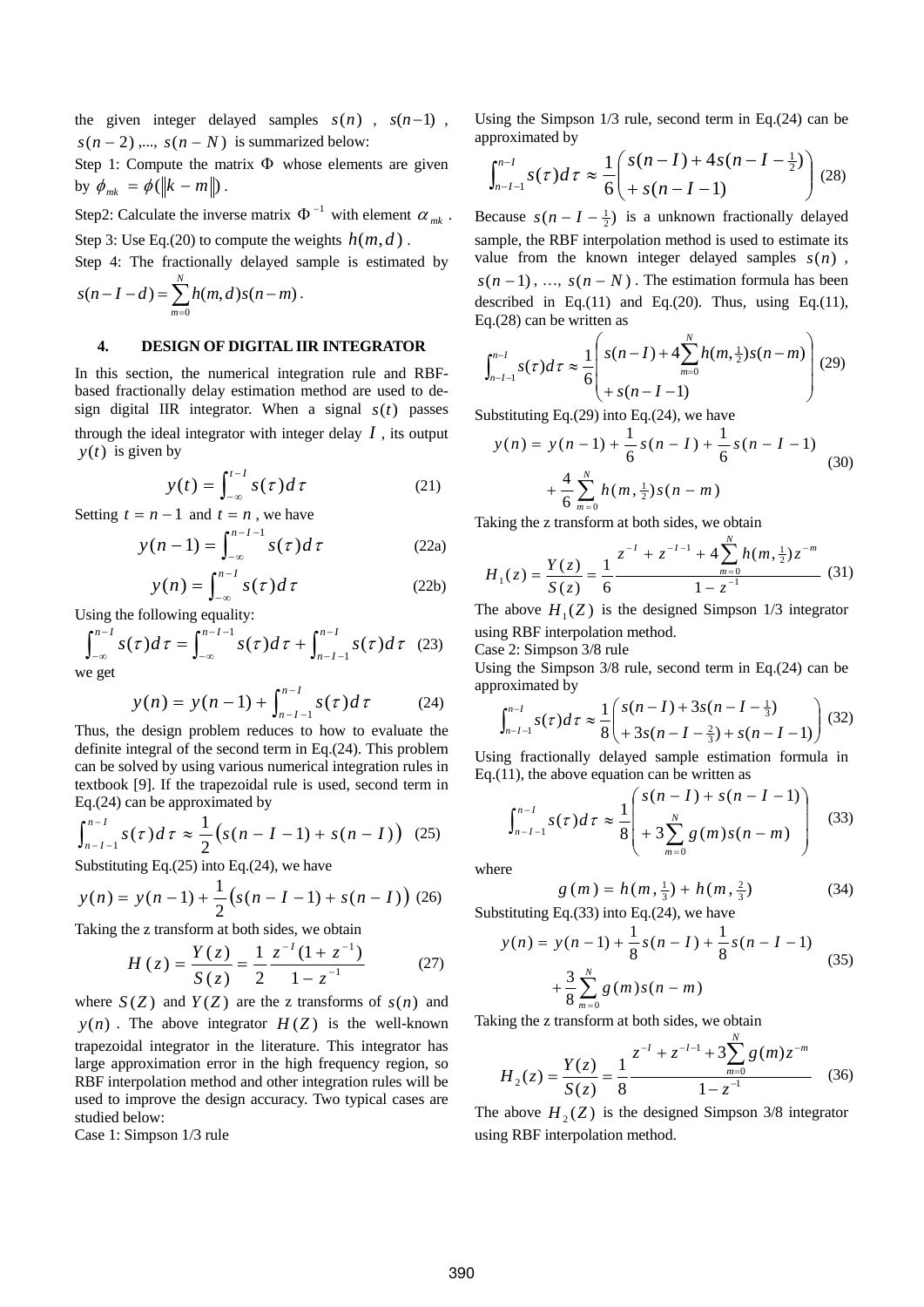the given integer delayed samples $s(n)$ , $s(n-1)$ , $s(n-2)$ ,..., $s(n-N)$ is summarized below:

Step 1: Compute the matrix $\Phi$ whose elements are given by $\phi_{mk} = \phi(\|k-m\|)$ .

Step2: Calculate the inverse matrix $\Phi^{-1}$ with element $\alpha_{mk}$ .

Step 3: Use Eq.(20) to compute the weights $h(m,d)$ .

Step 4: The fractionally delayed sample is estimated by $s(n-I-d) = \sum_{m=0}^{N} h(m,d)s(n-m)$ .

## 4. DESIGN OF DIGITAL IIR INTEGRATOR

In this section, the numerical integration rule and RBF-based fractionally delay estimation method are used to design digital IIR integrator. When a signal $s(t)$ passes through the ideal integrator with integer delay $I$ , its output $y(t)$ is given by

$$y(t) = \int_{-\infty}^{t-I} s(\tau)d\tau \tag{21}$$

Setting $t = n-1$ and $t = n$ , we have

$$y(n-1) = \int_{-\infty}^{n-I-1} s(\tau)d\tau \tag{22a}$$

$$y(n) = \int_{-\infty}^{n-I} s(\tau)d\tau \tag{22b}$$

Using the following equality:

$$\int_{-\infty}^{n-I} s(\tau)d\tau = \int_{-\infty}^{n-I-1} s(\tau)d\tau + \int_{n-I-1}^{n-I} s(\tau)d\tau \tag{23}$$

we get

$$y(n) = y(n-1) + \int_{n-I-1}^{n-I} s(\tau)d\tau \tag{24}$$

Thus, the design problem reduces to how to evaluate the definite integral of the second term in Eq.(24). This problem can be solved by using various numerical integration rules in textbook [9]. If the trapezoidal rule is used, second term in Eq.(24) can be approximated by

$$\int_{n-I-1}^{n-I} s(\tau)d\tau \approx \frac{1}{2}\left(s(n-I-1) + s(n-I)\right) \tag{25}$$

Substituting Eq.(25) into Eq.(24), we have

$$y(n) = y(n-1) + \frac{1}{2}\left(s(n-I-1) + s(n-I)\right) \tag{26}$$

Taking the z transform at both sides, we obtain

$$H(z) = \frac{Y(z)}{S(z)} = \frac{1}{2}\frac{z^{-I}(1+z^{-1})}{1-z^{-1}} \tag{27}$$

where $S(Z)$ and $Y(Z)$ are the z transforms of $s(n)$ and $y(n)$ . The above integrator $H(Z)$ is the well-known trapezoidal integrator in the literature. This integrator has large approximation error in the high frequency region, so RBF interpolation method and other integration rules will be used to improve the design accuracy. Two typical cases are studied below:

Case 1: Simpson 1/3 rule

Using the Simpson 1/3 rule, second term in Eq.(24) can be approximated by

$$\int_{n-I-1}^{n-I} s(\tau)d\tau \approx \frac{1}{6}\begin{pmatrix} s(n-I) + 4s(n-I-\frac{1}{2}) \\ + s(n-I-1) \end{pmatrix} \tag{28}$$

Because $s(n-I-\frac{1}{2})$ is a unknown fractionally delayed sample, the RBF interpolation method is used to estimate its value from the known integer delayed samples $s(n)$ , $s(n-1)$ , …, $s(n-N)$ . The estimation formula has been described in Eq.(11) and Eq.(20). Thus, using Eq.(11), Eq.(28) can be written as

$$\int_{n-I-1}^{n-I} s(\tau)d\tau \approx \frac{1}{6}\begin{pmatrix} s(n-I) + 4\sum_{m=0}^{N} h(m,\frac{1}{2})s(n-m) \\ + s(n-I-1) \end{pmatrix} \tag{29}$$

Substituting Eq.(29) into Eq.(24), we have

$$\begin{aligned} y(n) &= y(n-1) + \frac{1}{6}s(n-I) + \frac{1}{6}s(n-I-1) \\ &\quad + \frac{4}{6}\sum_{m=0}^{N} h(m,\tfrac{1}{2})s(n-m) \end{aligned} \tag{30}$$

Taking the z transform at both sides, we obtain

$$H_1(z) = \frac{Y(z)}{S(z)} = \frac{1}{6}\frac{z^{-I} + z^{-I-1} + 4\sum_{m=0}^{N} h(m,\frac{1}{2})z^{-m}}{1-z^{-1}} \tag{31}$$

The above $H_1(Z)$ is the designed Simpson 1/3 integrator using RBF interpolation method.

Case 2: Simpson 3/8 rule

Using the Simpson 3/8 rule, second term in Eq.(24) can be approximated by

$$\int_{n-I-1}^{n-I} s(\tau)d\tau \approx \frac{1}{8}\begin{pmatrix} s(n-I) + 3s(n-I-\frac{1}{3}) \\ + 3s(n-I-\frac{2}{3}) + s(n-I-1) \end{pmatrix} \tag{32}$$

Using fractionally delayed sample estimation formula in Eq.(11), the above equation can be written as

$$\int_{n-I-1}^{n-I} s(\tau)d\tau \approx \frac{1}{8}\begin{pmatrix} s(n-I) + s(n-I-1) \\ + 3\sum_{m=0}^{N} g(m)s(n-m) \end{pmatrix} \tag{33}$$

where

$$g(m) = h(m,\tfrac{1}{3}) + h(m,\tfrac{2}{3}) \tag{34}$$

Substituting Eq.(33) into Eq.(24), we have

$$\begin{aligned} y(n) &= y(n-1) + \frac{1}{8}s(n-I) + \frac{1}{8}s(n-I-1) \\ &\quad + \frac{3}{8}\sum_{m=0}^{N} g(m)s(n-m) \end{aligned} \tag{35}$$

Taking the z transform at both sides, we obtain

$$H_2(z) = \frac{Y(z)}{S(z)} = \frac{1}{8}\frac{z^{-I} + z^{-I-1} + 3\sum_{m=0}^{N} g(m)z^{-m}}{1-z^{-1}} \tag{36}$$

The above $H_2(Z)$ is the designed Simpson 3/8 integrator using RBF interpolation method.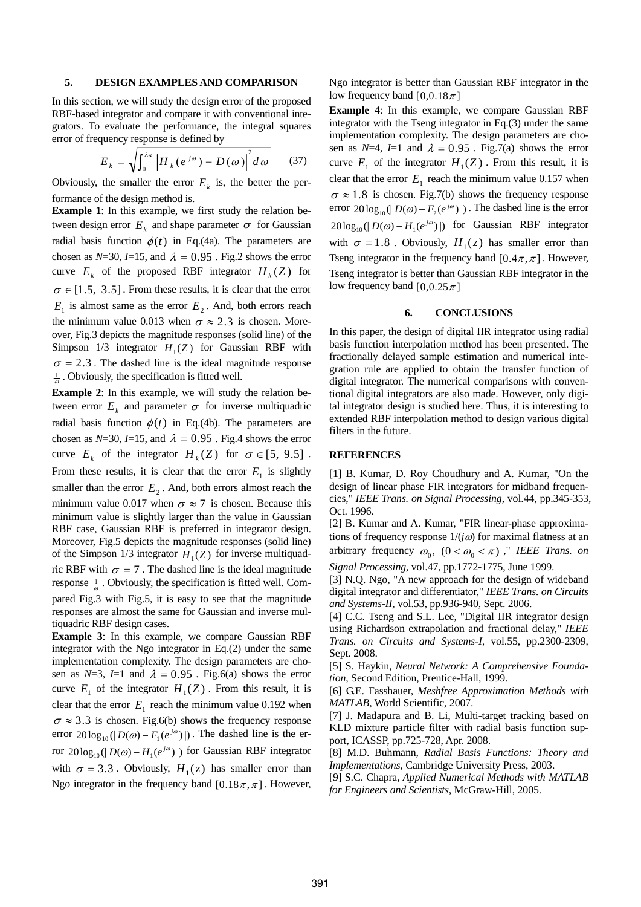## 5. DESIGN EXAMPLES AND COMPARISON

In this section, we will study the design error of the proposed RBF-based integrator and compare it with conventional integrators. To evaluate the performance, the integral squares error of frequency response is defined by

$$E_k = \sqrt{\int_0^{\lambda\pi} \left| H_k(e^{j\omega}) - D(\omega) \right|^2 d\omega} \qquad (37)$$

Obviously, the smaller the error $E_k$ is, the better the performance of the design method is.

**Example 1**: In this example, we first study the relation between design error $E_k$ and shape parameter $\sigma$ for Gaussian radial basis function $\phi(t)$ in Eq.(4a). The parameters are chosen as *N*=30, *I*=15, and $\lambda = 0.95$. Fig.2 shows the error curve $E_k$ of the proposed RBF integrator $H_k(Z)$ for $\sigma \in [1.5,\ 3.5]$. From these results, it is clear that the error $E_1$ is almost same as the error $E_2$. And, both errors reach the minimum value 0.013 when $\sigma \approx 2.3$ is chosen. Moreover, Fig.3 depicts the magnitude responses (solid line) of the Simpson 1/3 integrator $H_1(Z)$ for Gaussian RBF with $\sigma = 2.3$. The dashed line is the ideal magnitude response $\frac{1}{\omega}$. Obviously, the specification is fitted well.

**Example 2**: In this example, we will study the relation between error $E_k$ and parameter $\sigma$ for inverse multiquadric radial basis function $\phi(t)$ in Eq.(4b). The parameters are chosen as *N*=30, *I*=15, and $\lambda = 0.95$. Fig.4 shows the error curve $E_k$ of the integrator $H_k(Z)$ for $\sigma \in [5,\ 9.5]$. From these results, it is clear that the error $E_1$ is slightly smaller than the error $E_2$. And, both errors almost reach the minimum value 0.017 when $\sigma \approx 7$ is chosen. Because this minimum value is slightly larger than the value in Gaussian RBF case, Gaussian RBF is preferred in integrator design. Moreover, Fig.5 depicts the magnitude responses (solid line) of the Simpson 1/3 integrator $H_1(Z)$ for inverse multiquadric RBF with $\sigma = 7$. The dashed line is the ideal magnitude response $\frac{1}{\omega}$. Obviously, the specification is fitted well. Compared Fig.3 with Fig.5, it is easy to see that the magnitude responses are almost the same for Gaussian and inverse multiquadric RBF design cases.

**Example 3**: In this example, we compare Gaussian RBF integrator with the Ngo integrator in Eq.(2) under the same implementation complexity. The design parameters are chosen as *N*=3, *I*=1 and $\lambda = 0.95$. Fig.6(a) shows the error curve $E_1$ of the integrator $H_1(Z)$. From this result, it is clear that the error $E_1$ reach the minimum value 0.192 when $\sigma \approx 3.3$ is chosen. Fig.6(b) shows the frequency response error $20\log_{10}(|D(\omega) - F_1(e^{j\omega})|)$. The dashed line is the error $20\log_{10}(|D(\omega) - H_1(e^{j\omega})|)$ for Gaussian RBF integrator with $\sigma = 3.3$. Obviously, $H_1(z)$ has smaller error than Ngo integrator in the frequency band $[0.18\pi, \pi]$. However, Ngo integrator is better than Gaussian RBF integrator in the low frequency band $[0, 0.18\pi]$

**Example 4**: In this example, we compare Gaussian RBF integrator with the Tseng integrator in Eq.(3) under the same implementation complexity. The design parameters are chosen as *N*=4, *I*=1 and $\lambda = 0.95$. Fig.7(a) shows the error curve $E_1$ of the integrator $H_1(Z)$. From this result, it is clear that the error $E_1$ reach the minimum value 0.157 when $\sigma \approx 1.8$ is chosen. Fig.7(b) shows the frequency response error $20\log_{10}(|D(\omega) - F_2(e^{j\omega})|)$. The dashed line is the error $20\log_{10}(|D(\omega) - H_1(e^{j\omega})|)$ for Gaussian RBF integrator with $\sigma = 1.8$. Obviously, $H_1(z)$ has smaller error than Tseng integrator in the frequency band $[0.4\pi, \pi]$. However, Tseng integrator is better than Gaussian RBF integrator in the low frequency band $[0, 0.25\pi]$

## 6. CONCLUSIONS

In this paper, the design of digital IIR integrator using radial basis function interpolation method has been presented. The fractionally delayed sample estimation and numerical integration rule are applied to obtain the transfer function of digital integrator. The numerical comparisons with conventional digital integrators are also made. However, only digital integrator design is studied here. Thus, it is interesting to extended RBF interpolation method to design various digital filters in the future.

## REFERENCES

[1] B. Kumar, D. Roy Choudhury and A. Kumar, "On the design of linear phase FIR integrators for midband frequencies," *IEEE Trans. on Signal Processing*, vol.44, pp.345-353, Oct. 1996.

[2] B. Kumar and A. Kumar, "FIR linear-phase approximations of frequency response $1/(j\omega)$ for maximal flatness at an arbitrary frequency $\omega_0$, $(0 < \omega_0 < \pi)$," *IEEE Trans. on Signal Processing*, vol.47, pp.1772-1775, June 1999.

[3] N.Q. Ngo, "A new approach for the design of wideband digital integrator and differentiator," *IEEE Trans. on Circuits and Systems-II*, vol.53, pp.936-940, Sept. 2006.

[4] C.C. Tseng and S.L. Lee, "Digital IIR integrator design using Richardson extrapolation and fractional delay," *IEEE Trans. on Circuits and Systems-I*, vol.55, pp.2300-2309, Sept. 2008.

[5] S. Haykin, *Neural Network: A Comprehensive Foundation*, Second Edition, Prentice-Hall, 1999.

[6] G.E. Fasshauer, *Meshfree Approximation Methods with MATLAB*, World Scientific, 2007.

[7] J. Madapura and B. Li, Multi-target tracking based on KLD mixture particle filter with radial basis function support, ICASSP, pp.725-728, Apr. 2008.

[8] M.D. Buhmann, *Radial Basis Functions: Theory and Implementations*, Cambridge University Press, 2003.

[9] S.C. Chapra, *Applied Numerical Methods with MATLAB for Engineers and Scientists*, McGraw-Hill, 2005.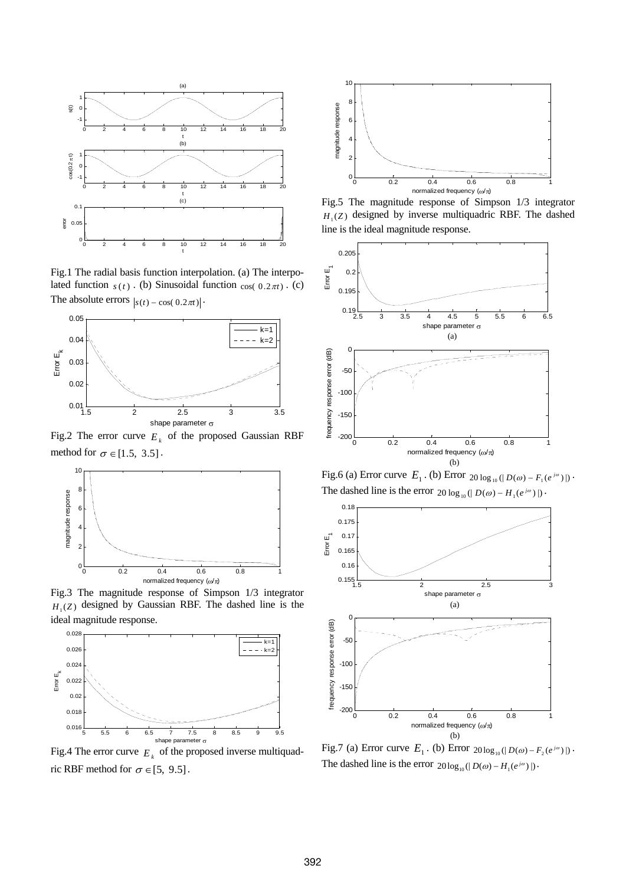(a)

s(t)

1
0
-1

0 2 4 6 8 10 12 14 16 18 20

t

(b)

cos(0.2 π t)

1
0
-1

0 2 4 6 8 10 12 14 16 18 20

t

(c)

error

0.1
0.05
0

0 2 4 6 8 10 12 14 16 18 20

t

Fig.1 The radial basis function interpolation. (a) The interpolated function $s(t)$. (b) Sinusoidal function $\cos(0.2\pi t)$. (c) The absolute errors $|s(t)-\cos(0.2\pi t)|$.

Error $E_k$

0.05
0.04
0.03
0.02
0.01

1.5 2 2.5 3 3.5

shape parameter σ

k=1
k=2

Fig.2 The error curve $E_k$ of the proposed Gaussian RBF method for $\sigma \in [1.5,\ 3.5]$.

magnitude response

10
8
6
4
2
0

0 0.2 0.4 0.6 0.8 1

normalized frequency (ω/π)

Fig.3 The magnitude response of Simpson 1/3 integrator $H_1(Z)$ designed by Gaussian RBF. The dashed line is the ideal magnitude response.

Error $E_k$

0.028
0.026
0.024
0.022
0.02
0.018
0.016

5 5.5 6 6.5 7 7.5 8 8.5 9 9.5

shape parameter σ

k=1
k=2

Fig.4 The error curve $E_k$ of the proposed inverse multiquadric RBF method for $\sigma \in [5,\ 9.5]$.

magnitude response

10
8
6
4
2
0

0 0.2 0.4 0.6 0.8 1

normalized frequency (ω/π)

Fig.5 The magnitude response of Simpson 1/3 integrator $H_1(Z)$ designed by inverse multiquadric RBF. The dashed line is the ideal magnitude response.

Error $E_1$

0.205
0.2
0.195
0.19

2.5 3 3.5 4 4.5 5 5.5 6 6.5

shape parameter σ

(a)

frequency response error (dB)

0
-50
-100
-150
-200

0 0.2 0.4 0.6 0.8 1

normalized frequency (ω/π)

(b)

Fig.6 (a) Error curve $E_1$. (b) Error $20\log_{10}(|D(\omega)-F_1(e^{j\omega})|)$. The dashed line is the error $20\log_{10}(|D(\omega)-H_1(e^{j\omega})|)$.

Error $E_1$

0.18
0.175
0.17
0.165
0.16
0.155

1.5 2 2.5 3

shape parameter σ

(a)

frequency response error (dB)

0
-50
-100
-150
-200

0 0.2 0.4 0.6 0.8 1

normalized frequency (ω/π)

(b)

Fig.7 (a) Error curve $E_1$. (b) Error $20\log_{10}(|D(\omega)-F_2(e^{j\omega})|)$. The dashed line is the error $20\log_{10}(|D(\omega)-H_1(e^{j\omega})|)$.